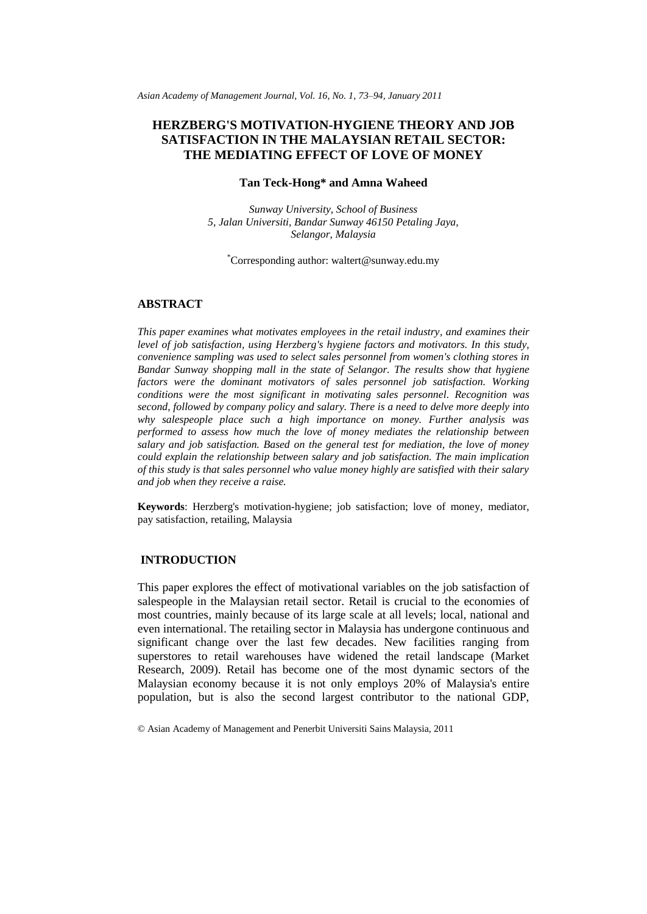# HERZBERG'S MOTIVATION-HYGIENE THEORY AND JOB SATISFACTION IN THE MALAYSIAN RETAIL SECTOR: THE MEDIATING EFFECT OF LOVE OF MONEY

**Tan Teck-Hong\* and Amna Waheed**

*Sunway University, School of Business*
*5, Jalan Universiti, Bandar Sunway 46150 Petaling Jaya, Selangor, Malaysia*

\*Corresponding author: waltert@sunway.edu.my

## ABSTRACT

*This paper examines what motivates employees in the retail industry, and examines their level of job satisfaction, using Herzberg's hygiene factors and motivators. In this study, convenience sampling was used to select sales personnel from women's clothing stores in Bandar Sunway shopping mall in the state of Selangor. The results show that hygiene factors were the dominant motivators of sales personnel job satisfaction. Working conditions were the most significant in motivating sales personnel. Recognition was second, followed by company policy and salary. There is a need to delve more deeply into why salespeople place such a high importance on money. Further analysis was performed to assess how much the love of money mediates the relationship between salary and job satisfaction. Based on the general test for mediation, the love of money could explain the relationship between salary and job satisfaction. The main implication of this study is that sales personnel who value money highly are satisfied with their salary and job when they receive a raise.*

**Keywords**: Herzberg's motivation-hygiene; job satisfaction; love of money, mediator, pay satisfaction, retailing, Malaysia

## INTRODUCTION

This paper explores the effect of motivational variables on the job satisfaction of salespeople in the Malaysian retail sector. Retail is crucial to the economies of most countries, mainly because of its large scale at all levels; local, national and even international. The retailing sector in Malaysia has undergone continuous and significant change over the last few decades. New facilities ranging from superstores to retail warehouses have widened the retail landscape (Market Research, 2009). Retail has become one of the most dynamic sectors of the Malaysian economy because it is not only employs 20% of Malaysia's entire population, but is also the second largest contributor to the national GDP,

© Asian Academy of Management and Penerbit Universiti Sains Malaysia, 2011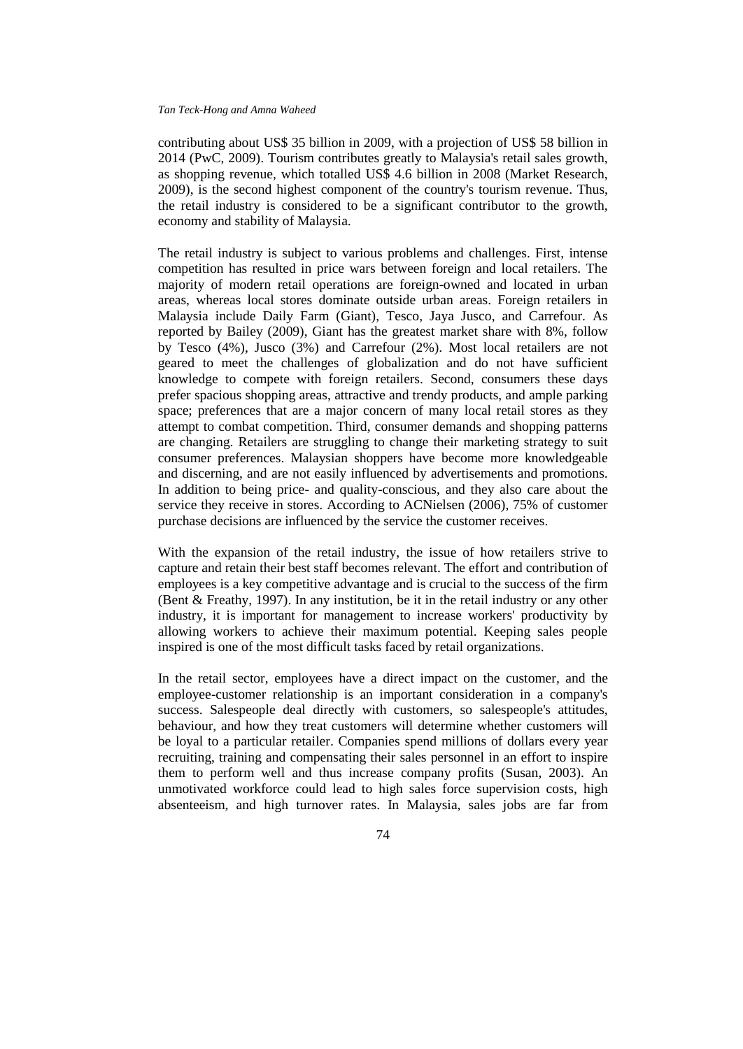contributing about US$ 35 billion in 2009, with a projection of US$ 58 billion in 2014 (PwC, 2009). Tourism contributes greatly to Malaysia's retail sales growth, as shopping revenue, which totalled US$ 4.6 billion in 2008 (Market Research, 2009), is the second highest component of the country's tourism revenue. Thus, the retail industry is considered to be a significant contributor to the growth, economy and stability of Malaysia.

The retail industry is subject to various problems and challenges. First, intense competition has resulted in price wars between foreign and local retailers. The majority of modern retail operations are foreign-owned and located in urban areas, whereas local stores dominate outside urban areas. Foreign retailers in Malaysia include Daily Farm (Giant), Tesco, Jaya Jusco, and Carrefour. As reported by Bailey (2009), Giant has the greatest market share with 8%, follow by Tesco (4%), Jusco (3%) and Carrefour (2%). Most local retailers are not geared to meet the challenges of globalization and do not have sufficient knowledge to compete with foreign retailers. Second, consumers these days prefer spacious shopping areas, attractive and trendy products, and ample parking space; preferences that are a major concern of many local retail stores as they attempt to combat competition. Third, consumer demands and shopping patterns are changing. Retailers are struggling to change their marketing strategy to suit consumer preferences. Malaysian shoppers have become more knowledgeable and discerning, and are not easily influenced by advertisements and promotions. In addition to being price- and quality-conscious, and they also care about the service they receive in stores. According to ACNielsen (2006), 75% of customer purchase decisions are influenced by the service the customer receives.

With the expansion of the retail industry, the issue of how retailers strive to capture and retain their best staff becomes relevant. The effort and contribution of employees is a key competitive advantage and is crucial to the success of the firm (Bent & Freathy, 1997). In any institution, be it in the retail industry or any other industry, it is important for management to increase workers' productivity by allowing workers to achieve their maximum potential. Keeping sales people inspired is one of the most difficult tasks faced by retail organizations.

In the retail sector, employees have a direct impact on the customer, and the employee-customer relationship is an important consideration in a company's success. Salespeople deal directly with customers, so salespeople's attitudes, behaviour, and how they treat customers will determine whether customers will be loyal to a particular retailer. Companies spend millions of dollars every year recruiting, training and compensating their sales personnel in an effort to inspire them to perform well and thus increase company profits (Susan, 2003). An unmotivated workforce could lead to high sales force supervision costs, high absenteeism, and high turnover rates. In Malaysia, sales jobs are far from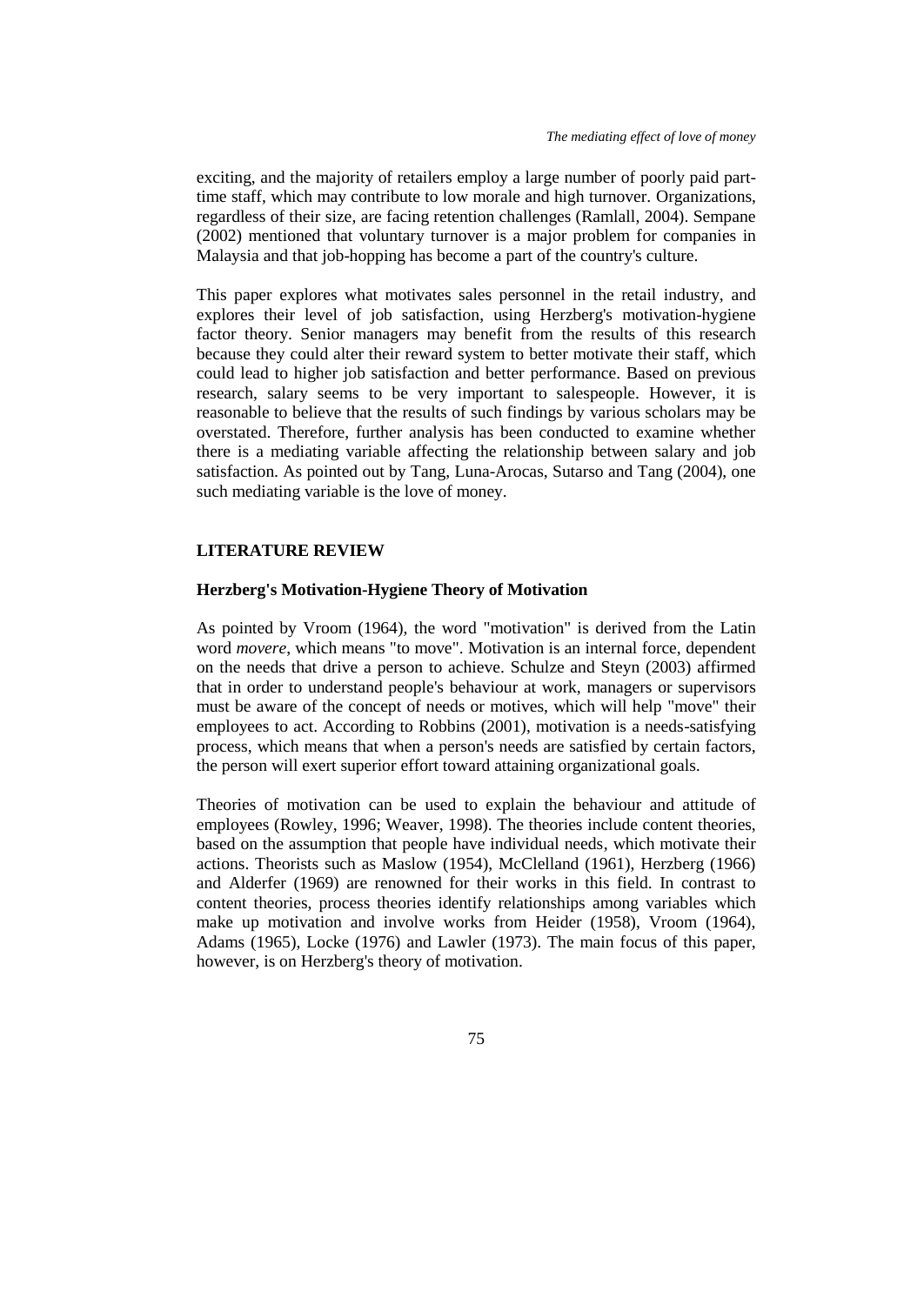exciting, and the majority of retailers employ a large number of poorly paid part-time staff, which may contribute to low morale and high turnover. Organizations, regardless of their size, are facing retention challenges (Ramlall, 2004). Sempane (2002) mentioned that voluntary turnover is a major problem for companies in Malaysia and that job-hopping has become a part of the country's culture.

This paper explores what motivates sales personnel in the retail industry, and explores their level of job satisfaction, using Herzberg's motivation-hygiene factor theory. Senior managers may benefit from the results of this research because they could alter their reward system to better motivate their staff, which could lead to higher job satisfaction and better performance. Based on previous research, salary seems to be very important to salespeople. However, it is reasonable to believe that the results of such findings by various scholars may be overstated. Therefore, further analysis has been conducted to examine whether there is a mediating variable affecting the relationship between salary and job satisfaction. As pointed out by Tang, Luna-Arocas, Sutarso and Tang (2004), one such mediating variable is the love of money.

## LITERATURE REVIEW

### Herzberg's Motivation-Hygiene Theory of Motivation

As pointed by Vroom (1964), the word "motivation" is derived from the Latin word *movere*, which means "to move". Motivation is an internal force, dependent on the needs that drive a person to achieve. Schulze and Steyn (2003) affirmed that in order to understand people's behaviour at work, managers or supervisors must be aware of the concept of needs or motives, which will help "move" their employees to act. According to Robbins (2001), motivation is a needs-satisfying process, which means that when a person's needs are satisfied by certain factors, the person will exert superior effort toward attaining organizational goals.

Theories of motivation can be used to explain the behaviour and attitude of employees (Rowley, 1996; Weaver, 1998). The theories include content theories, based on the assumption that people have individual needs, which motivate their actions. Theorists such as Maslow (1954), McClelland (1961), Herzberg (1966) and Alderfer (1969) are renowned for their works in this field. In contrast to content theories, process theories identify relationships among variables which make up motivation and involve works from Heider (1958), Vroom (1964), Adams (1965), Locke (1976) and Lawler (1973). The main focus of this paper, however, is on Herzberg's theory of motivation.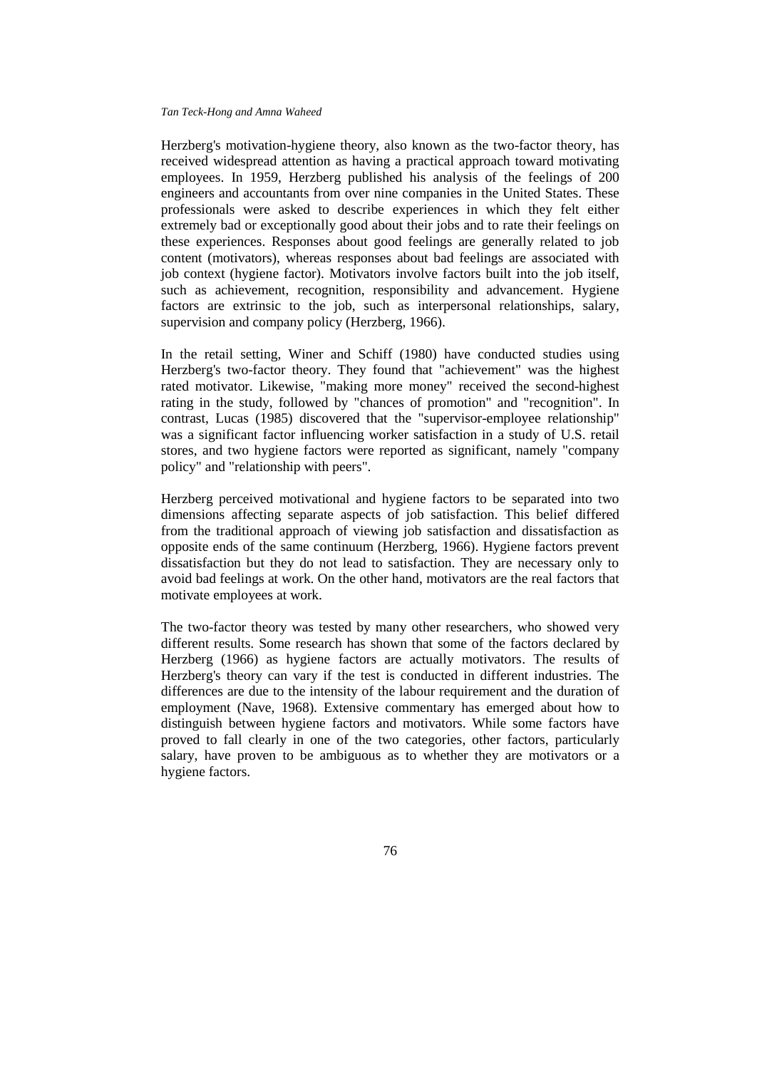Herzberg's motivation-hygiene theory, also known as the two-factor theory, has received widespread attention as having a practical approach toward motivating employees. In 1959, Herzberg published his analysis of the feelings of 200 engineers and accountants from over nine companies in the United States. These professionals were asked to describe experiences in which they felt either extremely bad or exceptionally good about their jobs and to rate their feelings on these experiences. Responses about good feelings are generally related to job content (motivators), whereas responses about bad feelings are associated with job context (hygiene factor). Motivators involve factors built into the job itself, such as achievement, recognition, responsibility and advancement. Hygiene factors are extrinsic to the job, such as interpersonal relationships, salary, supervision and company policy (Herzberg, 1966).

In the retail setting, Winer and Schiff (1980) have conducted studies using Herzberg's two-factor theory. They found that "achievement" was the highest rated motivator. Likewise, "making more money" received the second-highest rating in the study, followed by "chances of promotion" and "recognition". In contrast, Lucas (1985) discovered that the "supervisor-employee relationship" was a significant factor influencing worker satisfaction in a study of U.S. retail stores, and two hygiene factors were reported as significant, namely "company policy" and "relationship with peers".

Herzberg perceived motivational and hygiene factors to be separated into two dimensions affecting separate aspects of job satisfaction. This belief differed from the traditional approach of viewing job satisfaction and dissatisfaction as opposite ends of the same continuum (Herzberg, 1966). Hygiene factors prevent dissatisfaction but they do not lead to satisfaction. They are necessary only to avoid bad feelings at work. On the other hand, motivators are the real factors that motivate employees at work.

The two-factor theory was tested by many other researchers, who showed very different results. Some research has shown that some of the factors declared by Herzberg (1966) as hygiene factors are actually motivators. The results of Herzberg's theory can vary if the test is conducted in different industries. The differences are due to the intensity of the labour requirement and the duration of employment (Nave, 1968). Extensive commentary has emerged about how to distinguish between hygiene factors and motivators. While some factors have proved to fall clearly in one of the two categories, other factors, particularly salary, have proven to be ambiguous as to whether they are motivators or a hygiene factors.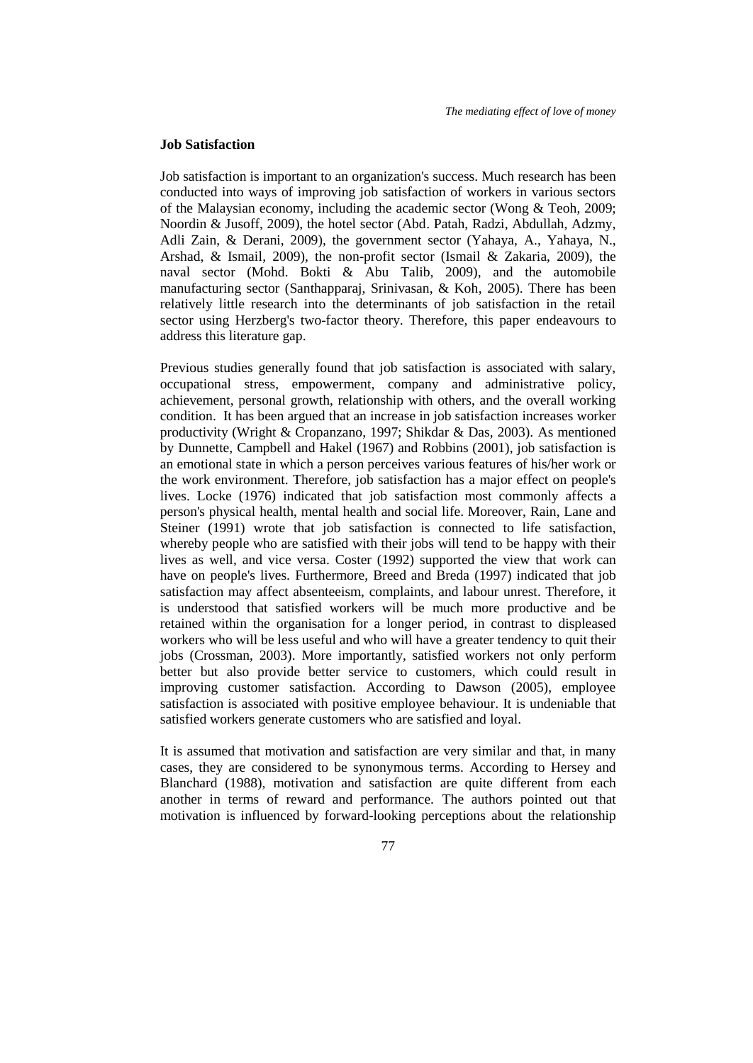## Job Satisfaction

Job satisfaction is important to an organization's success. Much research has been conducted into ways of improving job satisfaction of workers in various sectors of the Malaysian economy, including the academic sector (Wong & Teoh, 2009; Noordin & Jusoff, 2009), the hotel sector (Abd. Patah, Radzi, Abdullah, Adzmy, Adli Zain, & Derani, 2009), the government sector (Yahaya, A., Yahaya, N., Arshad, & Ismail, 2009), the non-profit sector (Ismail & Zakaria, 2009), the naval sector (Mohd. Bokti & Abu Talib, 2009), and the automobile manufacturing sector (Santhapparaj, Srinivasan, & Koh, 2005). There has been relatively little research into the determinants of job satisfaction in the retail sector using Herzberg's two-factor theory. Therefore, this paper endeavours to address this literature gap.

Previous studies generally found that job satisfaction is associated with salary, occupational stress, empowerment, company and administrative policy, achievement, personal growth, relationship with others, and the overall working condition. It has been argued that an increase in job satisfaction increases worker productivity (Wright & Cropanzano, 1997; Shikdar & Das, 2003). As mentioned by Dunnette, Campbell and Hakel (1967) and Robbins (2001), job satisfaction is an emotional state in which a person perceives various features of his/her work or the work environment. Therefore, job satisfaction has a major effect on people's lives. Locke (1976) indicated that job satisfaction most commonly affects a person's physical health, mental health and social life. Moreover, Rain, Lane and Steiner (1991) wrote that job satisfaction is connected to life satisfaction, whereby people who are satisfied with their jobs will tend to be happy with their lives as well, and vice versa. Coster (1992) supported the view that work can have on people's lives. Furthermore, Breed and Breda (1997) indicated that job satisfaction may affect absenteeism, complaints, and labour unrest. Therefore, it is understood that satisfied workers will be much more productive and be retained within the organisation for a longer period, in contrast to displeased workers who will be less useful and who will have a greater tendency to quit their jobs (Crossman, 2003). More importantly, satisfied workers not only perform better but also provide better service to customers, which could result in improving customer satisfaction. According to Dawson (2005), employee satisfaction is associated with positive employee behaviour. It is undeniable that satisfied workers generate customers who are satisfied and loyal.

It is assumed that motivation and satisfaction are very similar and that, in many cases, they are considered to be synonymous terms. According to Hersey and Blanchard (1988), motivation and satisfaction are quite different from each another in terms of reward and performance. The authors pointed out that motivation is influenced by forward-looking perceptions about the relationship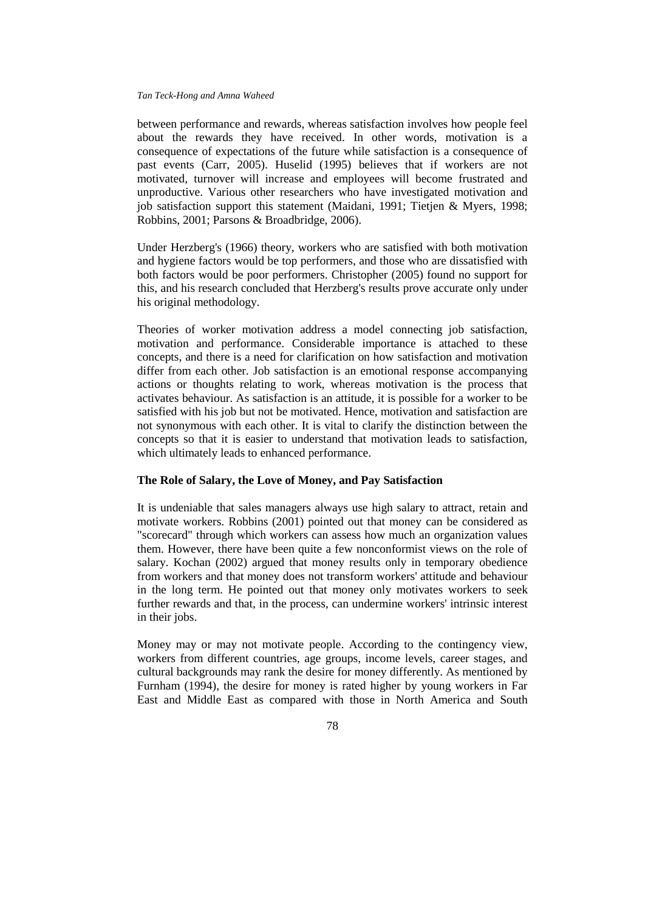between performance and rewards, whereas satisfaction involves how people feel about the rewards they have received. In other words, motivation is a consequence of expectations of the future while satisfaction is a consequence of past events (Carr, 2005). Huselid (1995) believes that if workers are not motivated, turnover will increase and employees will become frustrated and unproductive. Various other researchers who have investigated motivation and job satisfaction support this statement (Maidani, 1991; Tietjen & Myers, 1998; Robbins, 2001; Parsons & Broadbridge, 2006).

Under Herzberg's (1966) theory, workers who are satisfied with both motivation and hygiene factors would be top performers, and those who are dissatisfied with both factors would be poor performers. Christopher (2005) found no support for this, and his research concluded that Herzberg's results prove accurate only under his original methodology.

Theories of worker motivation address a model connecting job satisfaction, motivation and performance. Considerable importance is attached to these concepts, and there is a need for clarification on how satisfaction and motivation differ from each other. Job satisfaction is an emotional response accompanying actions or thoughts relating to work, whereas motivation is the process that activates behaviour. As satisfaction is an attitude, it is possible for a worker to be satisfied with his job but not be motivated. Hence, motivation and satisfaction are not synonymous with each other. It is vital to clarify the distinction between the concepts so that it is easier to understand that motivation leads to satisfaction, which ultimately leads to enhanced performance.

### The Role of Salary, the Love of Money, and Pay Satisfaction

It is undeniable that sales managers always use high salary to attract, retain and motivate workers. Robbins (2001) pointed out that money can be considered as "scorecard" through which workers can assess how much an organization values them. However, there have been quite a few nonconformist views on the role of salary. Kochan (2002) argued that money results only in temporary obedience from workers and that money does not transform workers' attitude and behaviour in the long term. He pointed out that money only motivates workers to seek further rewards and that, in the process, can undermine workers' intrinsic interest in their jobs.

Money may or may not motivate people. According to the contingency view, workers from different countries, age groups, income levels, career stages, and cultural backgrounds may rank the desire for money differently. As mentioned by Furnham (1994), the desire for money is rated higher by young workers in Far East and Middle East as compared with those in North America and South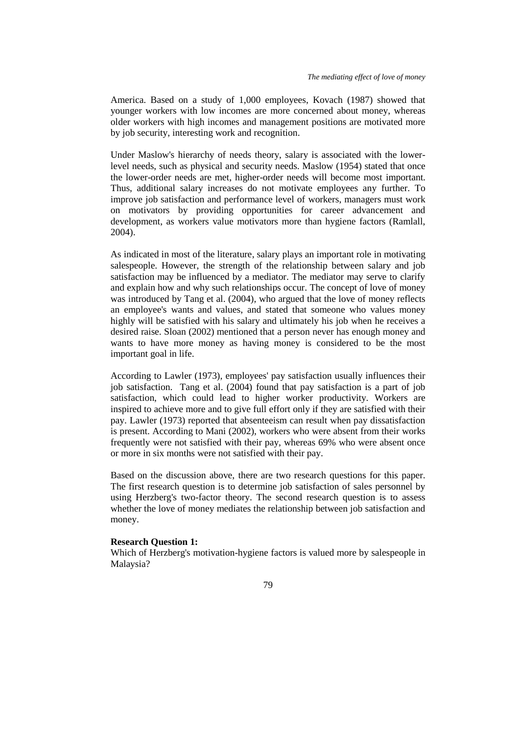America. Based on a study of 1,000 employees, Kovach (1987) showed that younger workers with low incomes are more concerned about money, whereas older workers with high incomes and management positions are motivated more by job security, interesting work and recognition.

Under Maslow's hierarchy of needs theory, salary is associated with the lower-level needs, such as physical and security needs. Maslow (1954) stated that once the lower-order needs are met, higher-order needs will become most important. Thus, additional salary increases do not motivate employees any further. To improve job satisfaction and performance level of workers, managers must work on motivators by providing opportunities for career advancement and development, as workers value motivators more than hygiene factors (Ramlall, 2004).

As indicated in most of the literature, salary plays an important role in motivating salespeople. However, the strength of the relationship between salary and job satisfaction may be influenced by a mediator. The mediator may serve to clarify and explain how and why such relationships occur. The concept of love of money was introduced by Tang et al. (2004), who argued that the love of money reflects an employee's wants and values, and stated that someone who values money highly will be satisfied with his salary and ultimately his job when he receives a desired raise. Sloan (2002) mentioned that a person never has enough money and wants to have more money as having money is considered to be the most important goal in life.

According to Lawler (1973), employees' pay satisfaction usually influences their job satisfaction. Tang et al. (2004) found that pay satisfaction is a part of job satisfaction, which could lead to higher worker productivity. Workers are inspired to achieve more and to give full effort only if they are satisfied with their pay. Lawler (1973) reported that absenteeism can result when pay dissatisfaction is present. According to Mani (2002), workers who were absent from their works frequently were not satisfied with their pay, whereas 69% who were absent once or more in six months were not satisfied with their pay.

Based on the discussion above, there are two research questions for this paper. The first research question is to determine job satisfaction of sales personnel by using Herzberg's two-factor theory. The second research question is to assess whether the love of money mediates the relationship between job satisfaction and money.

**Research Question 1:**
Which of Herzberg's motivation-hygiene factors is valued more by salespeople in Malaysia?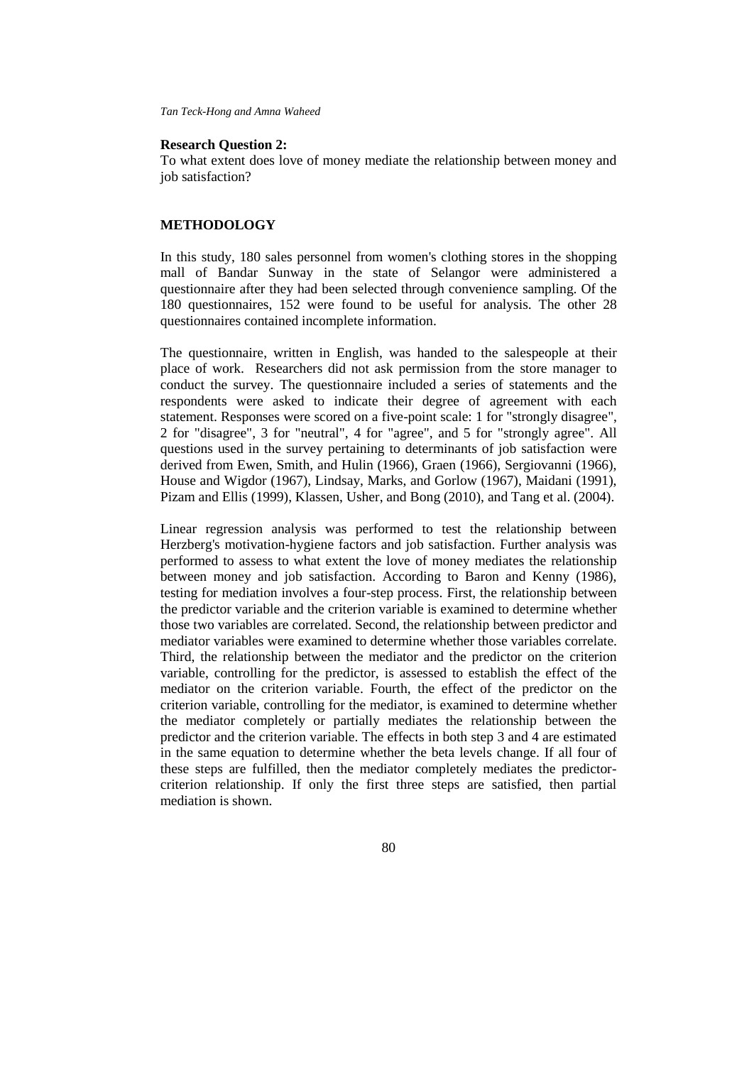**Research Question 2:**
To what extent does love of money mediate the relationship between money and job satisfaction?

## METHODOLOGY

In this study, 180 sales personnel from women's clothing stores in the shopping mall of Bandar Sunway in the state of Selangor were administered a questionnaire after they had been selected through convenience sampling. Of the 180 questionnaires, 152 were found to be useful for analysis. The other 28 questionnaires contained incomplete information.

The questionnaire, written in English, was handed to the salespeople at their place of work. Researchers did not ask permission from the store manager to conduct the survey. The questionnaire included a series of statements and the respondents were asked to indicate their degree of agreement with each statement. Responses were scored on a five-point scale: 1 for "strongly disagree", 2 for "disagree", 3 for "neutral", 4 for "agree", and 5 for "strongly agree". All questions used in the survey pertaining to determinants of job satisfaction were derived from Ewen, Smith, and Hulin (1966), Graen (1966), Sergiovanni (1966), House and Wigdor (1967), Lindsay, Marks, and Gorlow (1967), Maidani (1991), Pizam and Ellis (1999), Klassen, Usher, and Bong (2010), and Tang et al. (2004).

Linear regression analysis was performed to test the relationship between Herzberg's motivation-hygiene factors and job satisfaction. Further analysis was performed to assess to what extent the love of money mediates the relationship between money and job satisfaction. According to Baron and Kenny (1986), testing for mediation involves a four-step process. First, the relationship between the predictor variable and the criterion variable is examined to determine whether those two variables are correlated. Second, the relationship between predictor and mediator variables were examined to determine whether those variables correlate. Third, the relationship between the mediator and the predictor on the criterion variable, controlling for the predictor, is assessed to establish the effect of the mediator on the criterion variable. Fourth, the effect of the predictor on the criterion variable, controlling for the mediator, is examined to determine whether the mediator completely or partially mediates the relationship between the predictor and the criterion variable. The effects in both step 3 and 4 are estimated in the same equation to determine whether the beta levels change. If all four of these steps are fulfilled, then the mediator completely mediates the predictor-criterion relationship. If only the first three steps are satisfied, then partial mediation is shown.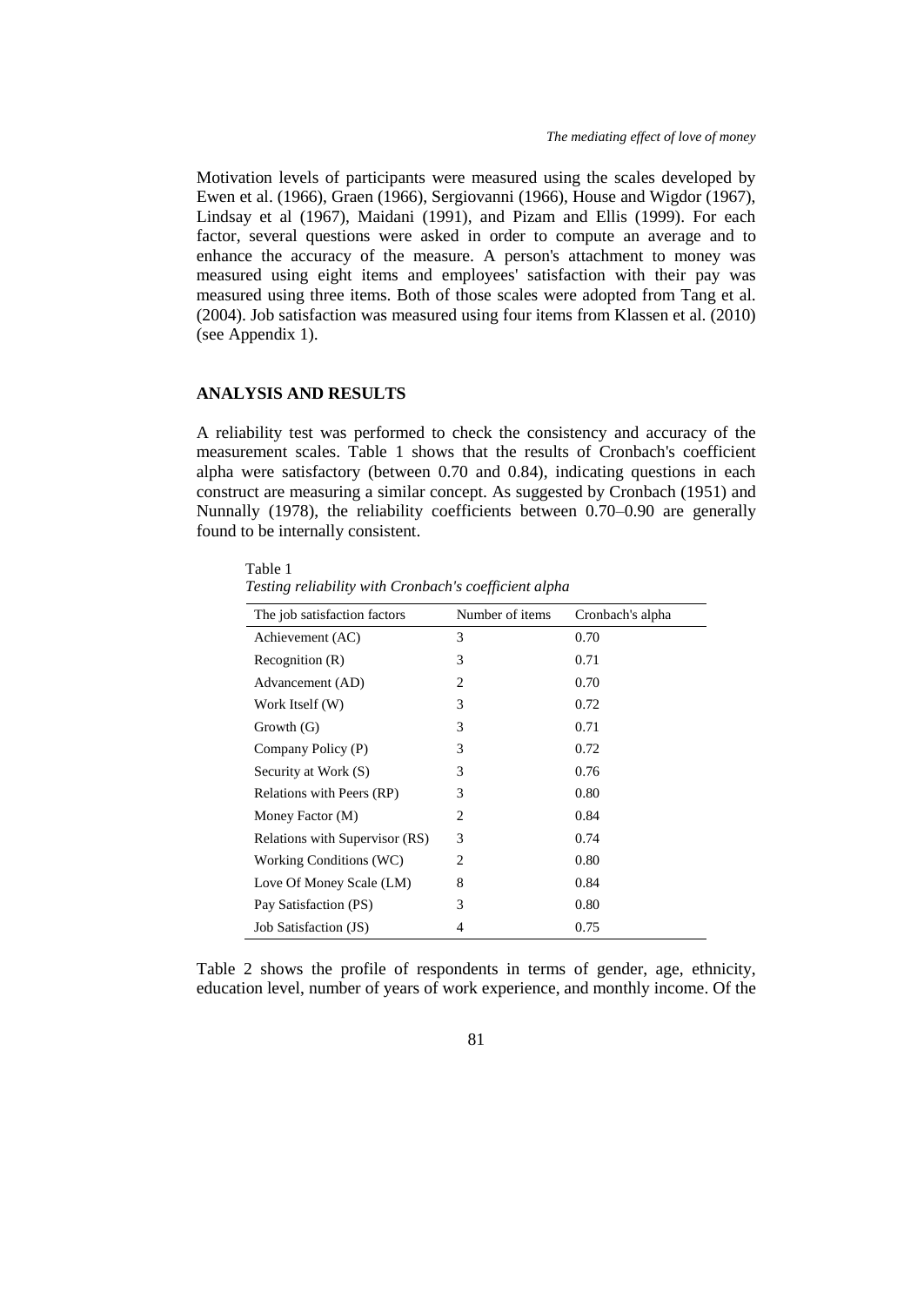Motivation levels of participants were measured using the scales developed by Ewen et al. (1966), Graen (1966), Sergiovanni (1966), House and Wigdor (1967), Lindsay et al (1967), Maidani (1991), and Pizam and Ellis (1999). For each factor, several questions were asked in order to compute an average and to enhance the accuracy of the measure. A person's attachment to money was measured using eight items and employees' satisfaction with their pay was measured using three items. Both of those scales were adopted from Tang et al. (2004). Job satisfaction was measured using four items from Klassen et al. (2010) (see Appendix 1).

## ANALYSIS AND RESULTS

A reliability test was performed to check the consistency and accuracy of the measurement scales. Table 1 shows that the results of Cronbach's coefficient alpha were satisfactory (between 0.70 and 0.84), indicating questions in each construct are measuring a similar concept. As suggested by Cronbach (1951) and Nunnally (1978), the reliability coefficients between 0.70–0.90 are generally found to be internally consistent.

Table 1
*Testing reliability with Cronbach's coefficient alpha*

| The job satisfaction factors | Number of items | Cronbach's alpha |
|---|---|---|
| Achievement (AC) | 3 | 0.70 |
| Recognition (R) | 3 | 0.71 |
| Advancement (AD) | 2 | 0.70 |
| Work Itself (W) | 3 | 0.72 |
| Growth (G) | 3 | 0.71 |
| Company Policy (P) | 3 | 0.72 |
| Security at Work (S) | 3 | 0.76 |
| Relations with Peers (RP) | 3 | 0.80 |
| Money Factor (M) | 2 | 0.84 |
| Relations with Supervisor (RS) | 3 | 0.74 |
| Working Conditions (WC) | 2 | 0.80 |
| Love Of Money Scale (LM) | 8 | 0.84 |
| Pay Satisfaction (PS) | 3 | 0.80 |
| Job Satisfaction (JS) | 4 | 0.75 |

Table 2 shows the profile of respondents in terms of gender, age, ethnicity, education level, number of years of work experience, and monthly income. Of the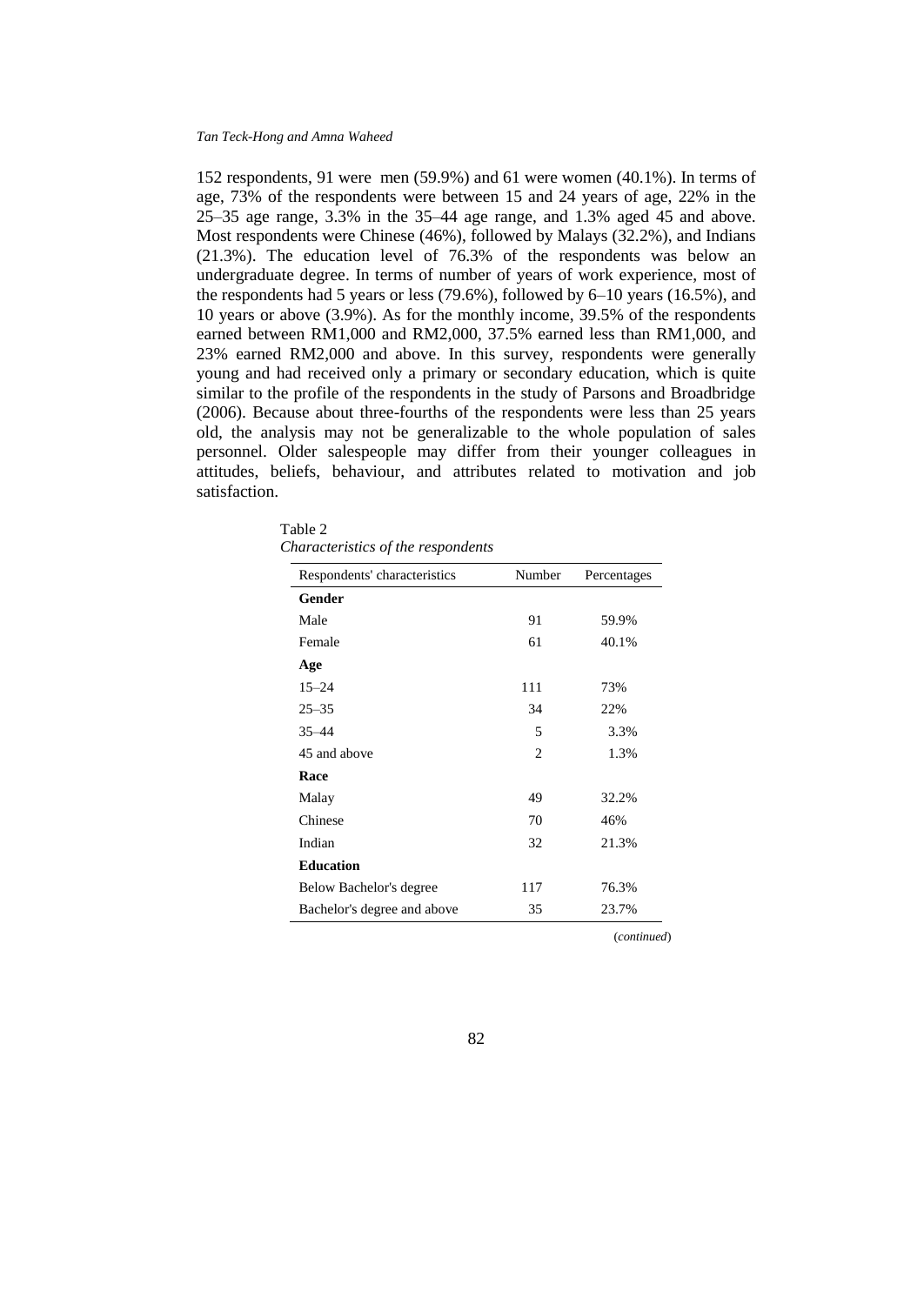152 respondents, 91 were men (59.9%) and 61 were women (40.1%). In terms of age, 73% of the respondents were between 15 and 24 years of age, 22% in the 25–35 age range, 3.3% in the 35–44 age range, and 1.3% aged 45 and above. Most respondents were Chinese (46%), followed by Malays (32.2%), and Indians (21.3%). The education level of 76.3% of the respondents was below an undergraduate degree. In terms of number of years of work experience, most of the respondents had 5 years or less (79.6%), followed by 6–10 years (16.5%), and 10 years or above (3.9%). As for the monthly income, 39.5% of the respondents earned between RM1,000 and RM2,000, 37.5% earned less than RM1,000, and 23% earned RM2,000 and above. In this survey, respondents were generally young and had received only a primary or secondary education, which is quite similar to the profile of the respondents in the study of Parsons and Broadbridge (2006). Because about three-fourths of the respondents were less than 25 years old, the analysis may not be generalizable to the whole population of sales personnel. Older salespeople may differ from their younger colleagues in attitudes, beliefs, behaviour, and attributes related to motivation and job satisfaction.

Table 2
*Characteristics of the respondents*

| Respondents' characteristics | Number | Percentages |
|---|---|---|
| **Gender** | | |
| Male | 91 | 59.9% |
| Female | 61 | 40.1% |
| **Age** | | |
| 15–24 | 111 | 73% |
| 25–35 | 34 | 22% |
| 35–44 | 5 | 3.3% |
| 45 and above | 2 | 1.3% |
| **Race** | | |
| Malay | 49 | 32.2% |
| Chinese | 70 | 46% |
| Indian | 32 | 21.3% |
| **Education** | | |
| Below Bachelor's degree | 117 | 76.3% |
| Bachelor's degree and above | 35 | 23.7% |

(*continued*)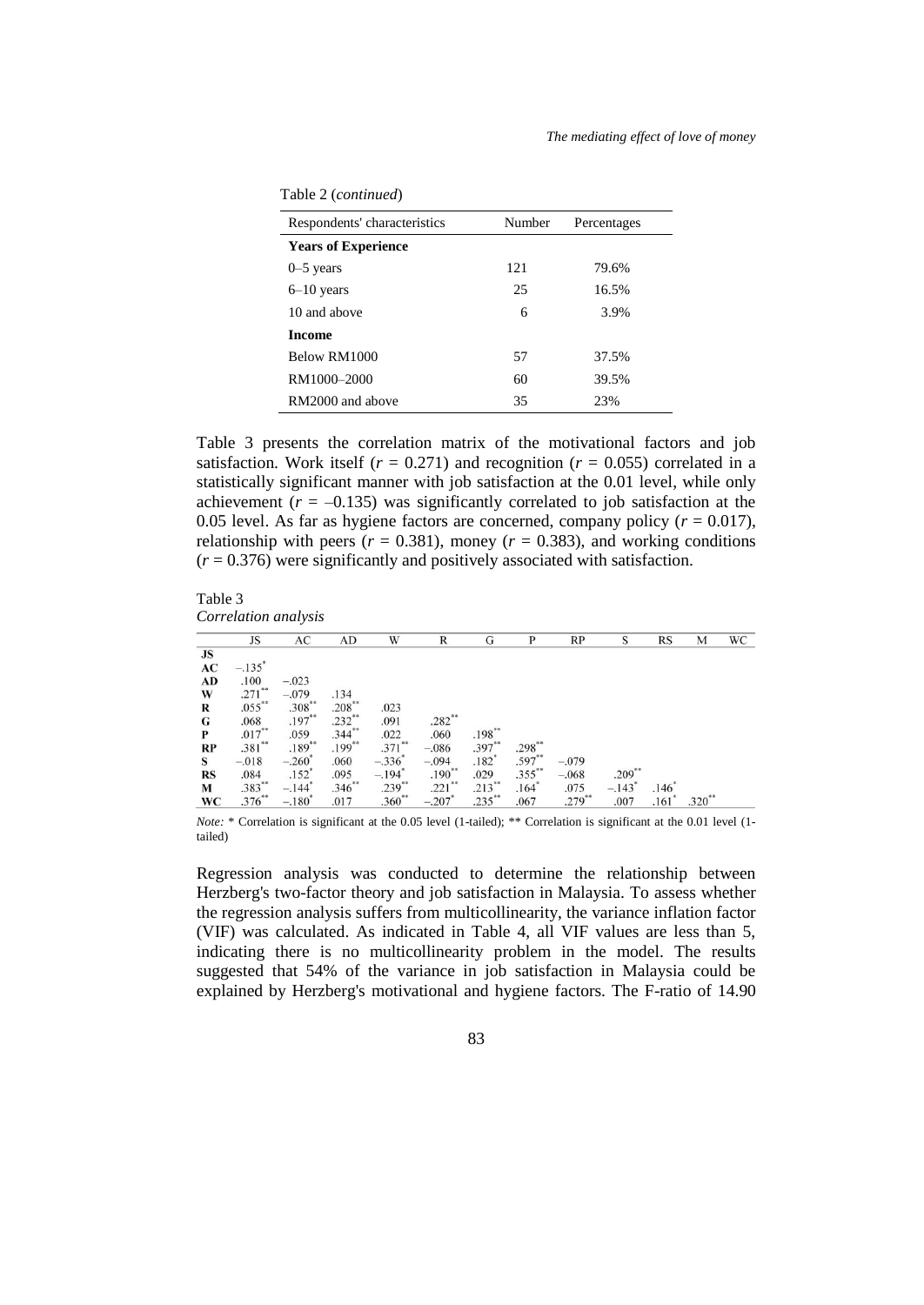Table 2 (*continued*)

| Respondents' characteristics | Number | Percentages |
|---|---|---|
| **Years of Experience** | | |
| 0–5 years | 121 | 79.6% |
| 6–10 years | 25 | 16.5% |
| 10 and above | 6 | 3.9% |
| **Income** | | |
| Below RM1000 | 57 | 37.5% |
| RM1000–2000 | 60 | 39.5% |
| RM2000 and above | 35 | 23% |

Table 3 presents the correlation matrix of the motivational factors and job satisfaction. Work itself ($r$ = 0.271) and recognition ($r$ = 0.055) correlated in a statistically significant manner with job satisfaction at the 0.01 level, while only achievement ($r$ = –0.135) was significantly correlated to job satisfaction at the 0.05 level. As far as hygiene factors are concerned, company policy ($r$ = 0.017), relationship with peers ($r$ = 0.381), money ($r$ = 0.383), and working conditions ($r$ = 0.376) were significantly and positively associated with satisfaction.

Table 3
*Correlation analysis*

| | JS | AC | AD | W | R | G | P | RP | S | RS | M | WC |
|---|---|---|---|---|---|---|---|---|---|---|---|---|
| **JS** | | | | | | | | | | | | |
| **AC** | –.135* | | | | | | | | | | | |
| **AD** | .100 | –.023 | | | | | | | | | | |
| **W** | .271** | –.079 | .134 | | | | | | | | | |
| **R** | .055** | .308** | .208** | .023 | | | | | | | | |
| **G** | .068 | .197** | .232** | .091 | .282** | | | | | | | |
| **P** | .017** | .059 | .344** | .022 | .060 | .198** | | | | | | |
| **RP** | .381** | .189** | .199** | .371** | –.086 | .397** | .298** | | | | | |
| **S** | –.018 | –.260* | .060 | –.336* | –.094 | .182* | .597** | –.079 | | | | |
| **RS** | .084 | .152* | .095 | –.194* | .190** | .029 | .355** | –.068 | .209** | | | |
| **M** | .383** | –.144* | .346** | .239** | .221** | .213** | .164* | .075 | –.143* | .146* | | |
| **WC** | .376** | –.180* | .017 | .360** | –.207* | .235** | .067 | .279** | .007 | .161* | .320** | |

*Note:* * Correlation is significant at the 0.05 level (1-tailed); ** Correlation is significant at the 0.01 level (1-tailed)

Regression analysis was conducted to determine the relationship between Herzberg's two-factor theory and job satisfaction in Malaysia. To assess whether the regression analysis suffers from multicollinearity, the variance inflation factor (VIF) was calculated. As indicated in Table 4, all VIF values are less than 5, indicating there is no multicollinearity problem in the model. The results suggested that 54% of the variance in job satisfaction in Malaysia could be explained by Herzberg's motivational and hygiene factors. The F-ratio of 14.90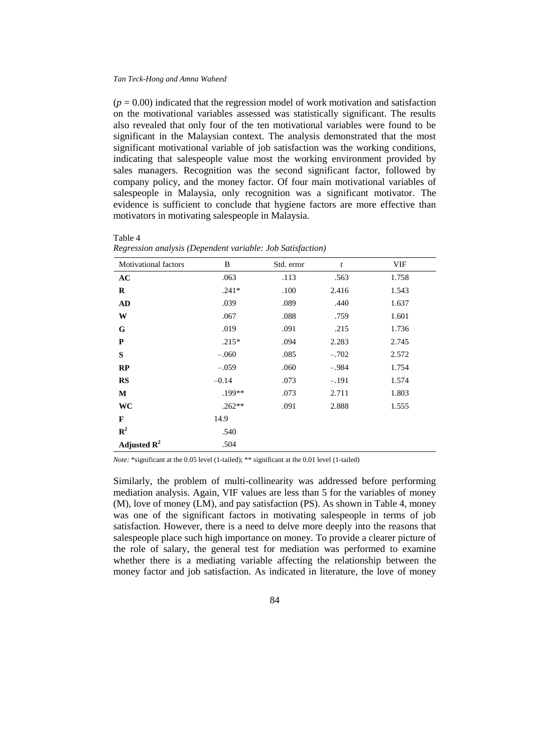($p = 0.00$) indicated that the regression model of work motivation and satisfaction on the motivational variables assessed was statistically significant. The results also revealed that only four of the ten motivational variables were found to be significant in the Malaysian context. The analysis demonstrated that the most significant motivational variable of job satisfaction was the working conditions, indicating that salespeople value most the working environment provided by sales managers. Recognition was the second significant factor, followed by company policy, and the money factor. Of four main motivational variables of salespeople in Malaysia, only recognition was a significant motivator. The evidence is sufficient to conclude that hygiene factors are more effective than motivators in motivating salespeople in Malaysia.

Table 4
*Regression analysis (Dependent variable: Job Satisfaction)*

| Motivational factors | B | Std. error | *t* | VIF |
|---|---|---|---|---|
| **AC** | .063 | .113 | .563 | 1.758 |
| **R** | .241* | .100 | 2.416 | 1.543 |
| **AD** | .039 | .089 | .440 | 1.637 |
| **W** | .067 | .088 | .759 | 1.601 |
| **G** | .019 | .091 | .215 | 1.736 |
| **P** | .215* | .094 | 2.283 | 2.745 |
| **S** | –.060 | .085 | –.702 | 2.572 |
| **RP** | –.059 | .060 | –.984 | 1.754 |
| **RS** | –0.14 | .073 | –.191 | 1.574 |
| **M** | .199** | .073 | 2.711 | 1.803 |
| **WC** | .262** | .091 | 2.888 | 1.555 |
| **F** | 14.9 | | | |
| $\mathbf{R^2}$ | .540 | | | |
| **Adjusted** $\mathbf{R^2}$ | .504 | | | |

*Note:* *significant at the 0.05 level (1-tailed); ** significant at the 0.01 level (1-tailed)

Similarly, the problem of multi-collinearity was addressed before performing mediation analysis. Again, VIF values are less than 5 for the variables of money (M), love of money (LM), and pay satisfaction (PS). As shown in Table 4, money was one of the significant factors in motivating salespeople in terms of job satisfaction. However, there is a need to delve more deeply into the reasons that salespeople place such high importance on money. To provide a clearer picture of the role of salary, the general test for mediation was performed to examine whether there is a mediating variable affecting the relationship between the money factor and job satisfaction. As indicated in literature, the love of money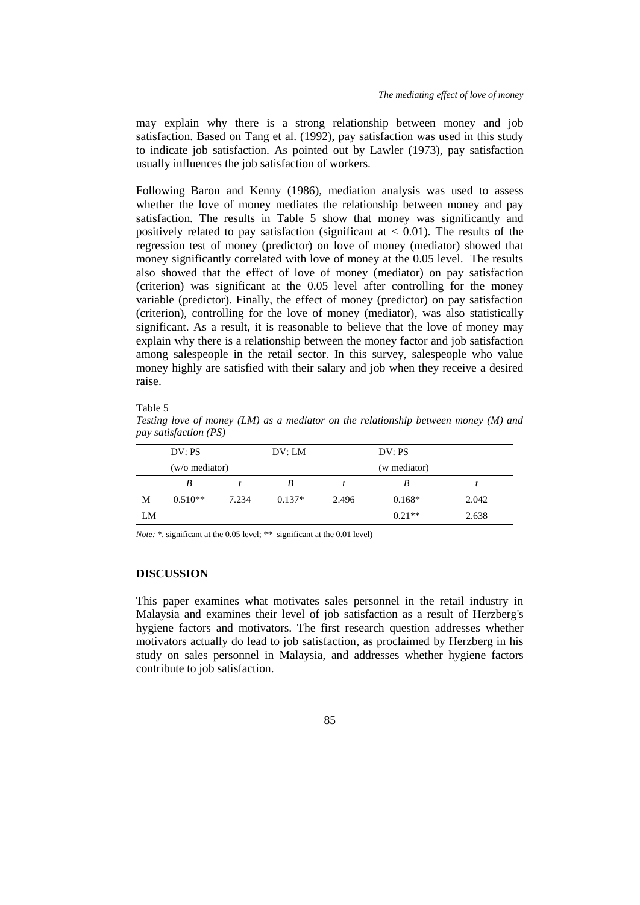may explain why there is a strong relationship between money and job satisfaction. Based on Tang et al. (1992), pay satisfaction was used in this study to indicate job satisfaction. As pointed out by Lawler (1973), pay satisfaction usually influences the job satisfaction of workers.

Following Baron and Kenny (1986), mediation analysis was used to assess whether the love of money mediates the relationship between money and pay satisfaction. The results in Table 5 show that money was significantly and positively related to pay satisfaction (significant at $< 0.01$). The results of the regression test of money (predictor) on love of money (mediator) showed that money significantly correlated with love of money at the 0.05 level. The results also showed that the effect of love of money (mediator) on pay satisfaction (criterion) was significant at the 0.05 level after controlling for the money variable (predictor). Finally, the effect of money (predictor) on pay satisfaction (criterion), controlling for the love of money (mediator), was also statistically significant. As a result, it is reasonable to believe that the love of money may explain why there is a relationship between the money factor and job satisfaction among salespeople in the retail sector. In this survey, salespeople who value money highly are satisfied with their salary and job when they receive a desired raise.

Table 5

*Testing love of money (LM) as a mediator on the relationship between money (M) and pay satisfaction (PS)*

| | DV: PS (w/o mediator) | | DV: LM | | DV: PS (w mediator) | |
|---|---|---|---|---|---|---|
| | *B* | *t* | *B* | *t* | *B* | *t* |
| M | 0.510** | 7.234 | 0.137* | 2.496 | 0.168* | 2.042 |
| LM | | | | | 0.21** | 2.638 |

*Note:* *. significant at the 0.05 level; ** significant at the 0.01 level)

## DISCUSSION

This paper examines what motivates sales personnel in the retail industry in Malaysia and examines their level of job satisfaction as a result of Herzberg's hygiene factors and motivators. The first research question addresses whether motivators actually do lead to job satisfaction, as proclaimed by Herzberg in his study on sales personnel in Malaysia, and addresses whether hygiene factors contribute to job satisfaction.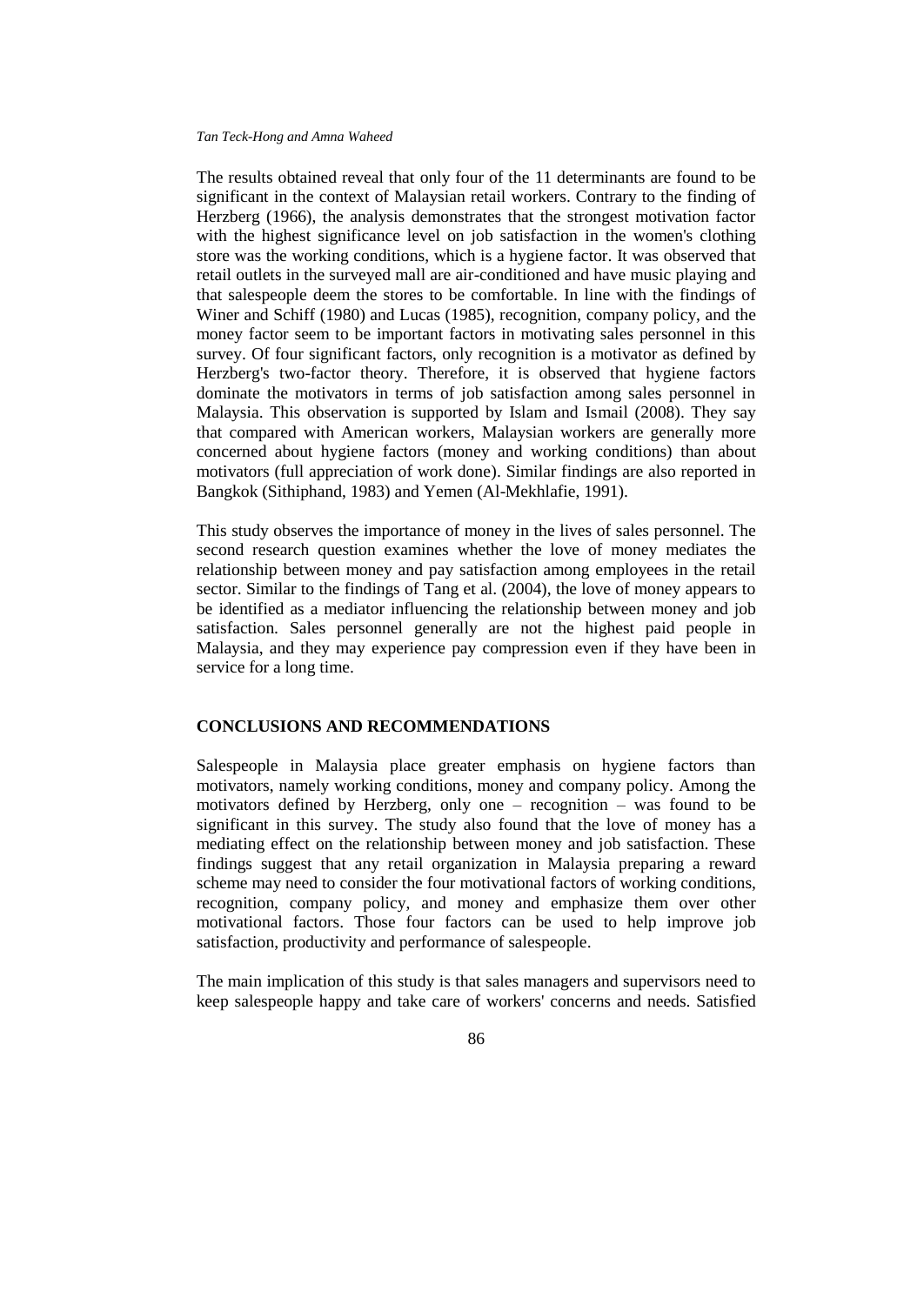The results obtained reveal that only four of the 11 determinants are found to be significant in the context of Malaysian retail workers. Contrary to the finding of Herzberg (1966), the analysis demonstrates that the strongest motivation factor with the highest significance level on job satisfaction in the women's clothing store was the working conditions, which is a hygiene factor. It was observed that retail outlets in the surveyed mall are air-conditioned and have music playing and that salespeople deem the stores to be comfortable. In line with the findings of Winer and Schiff (1980) and Lucas (1985), recognition, company policy, and the money factor seem to be important factors in motivating sales personnel in this survey. Of four significant factors, only recognition is a motivator as defined by Herzberg's two-factor theory. Therefore, it is observed that hygiene factors dominate the motivators in terms of job satisfaction among sales personnel in Malaysia. This observation is supported by Islam and Ismail (2008). They say that compared with American workers, Malaysian workers are generally more concerned about hygiene factors (money and working conditions) than about motivators (full appreciation of work done). Similar findings are also reported in Bangkok (Sithiphand, 1983) and Yemen (Al-Mekhlafie, 1991).

This study observes the importance of money in the lives of sales personnel. The second research question examines whether the love of money mediates the relationship between money and pay satisfaction among employees in the retail sector. Similar to the findings of Tang et al. (2004), the love of money appears to be identified as a mediator influencing the relationship between money and job satisfaction. Sales personnel generally are not the highest paid people in Malaysia, and they may experience pay compression even if they have been in service for a long time.

## CONCLUSIONS AND RECOMMENDATIONS

Salespeople in Malaysia place greater emphasis on hygiene factors than motivators, namely working conditions, money and company policy. Among the motivators defined by Herzberg, only one – recognition – was found to be significant in this survey. The study also found that the love of money has a mediating effect on the relationship between money and job satisfaction. These findings suggest that any retail organization in Malaysia preparing a reward scheme may need to consider the four motivational factors of working conditions, recognition, company policy, and money and emphasize them over other motivational factors. Those four factors can be used to help improve job satisfaction, productivity and performance of salespeople.

The main implication of this study is that sales managers and supervisors need to keep salespeople happy and take care of workers' concerns and needs. Satisfied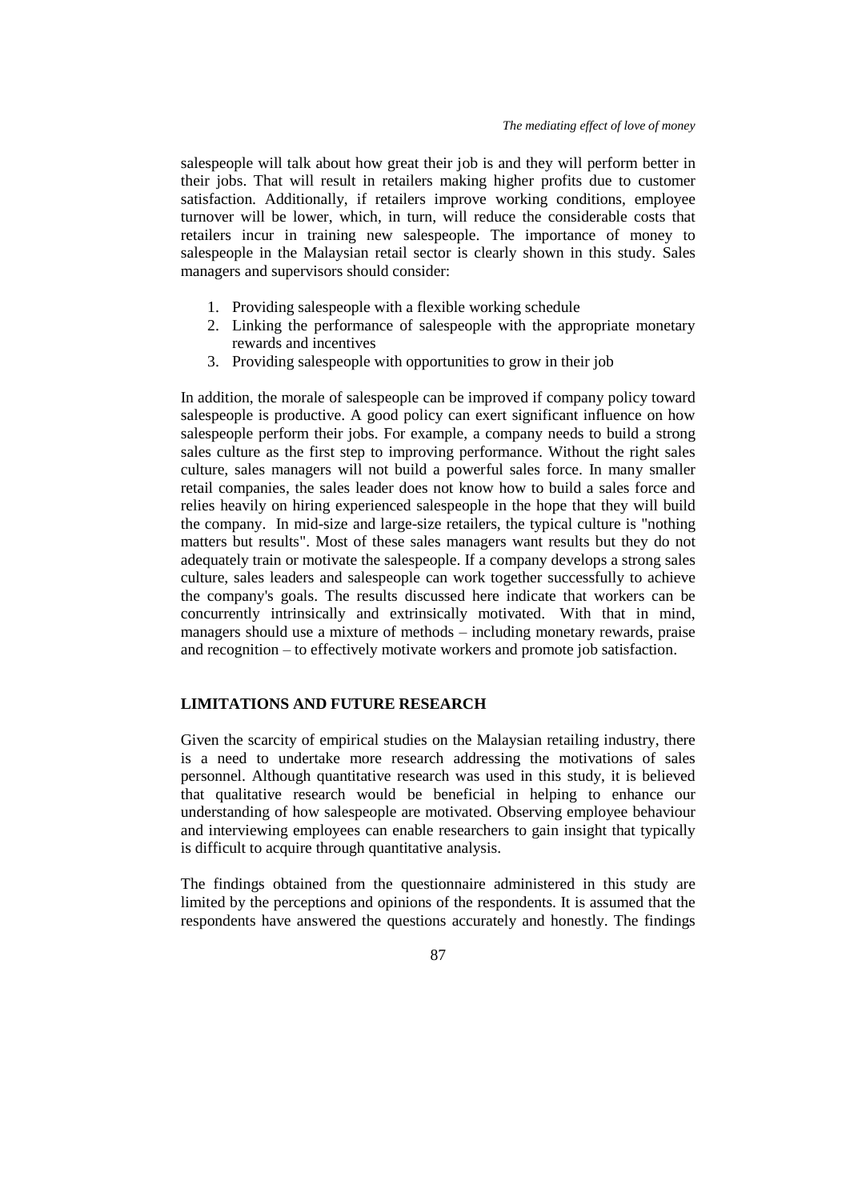salespeople will talk about how great their job is and they will perform better in their jobs. That will result in retailers making higher profits due to customer satisfaction. Additionally, if retailers improve working conditions, employee turnover will be lower, which, in turn, will reduce the considerable costs that retailers incur in training new salespeople. The importance of money to salespeople in the Malaysian retail sector is clearly shown in this study. Sales managers and supervisors should consider:

1. Providing salespeople with a flexible working schedule
2. Linking the performance of salespeople with the appropriate monetary rewards and incentives
3. Providing salespeople with opportunities to grow in their job

In addition, the morale of salespeople can be improved if company policy toward salespeople is productive. A good policy can exert significant influence on how salespeople perform their jobs. For example, a company needs to build a strong sales culture as the first step to improving performance. Without the right sales culture, sales managers will not build a powerful sales force. In many smaller retail companies, the sales leader does not know how to build a sales force and relies heavily on hiring experienced salespeople in the hope that they will build the company. In mid-size and large-size retailers, the typical culture is "nothing matters but results". Most of these sales managers want results but they do not adequately train or motivate the salespeople. If a company develops a strong sales culture, sales leaders and salespeople can work together successfully to achieve the company's goals. The results discussed here indicate that workers can be concurrently intrinsically and extrinsically motivated. With that in mind, managers should use a mixture of methods – including monetary rewards, praise and recognition – to effectively motivate workers and promote job satisfaction.

## LIMITATIONS AND FUTURE RESEARCH

Given the scarcity of empirical studies on the Malaysian retailing industry, there is a need to undertake more research addressing the motivations of sales personnel. Although quantitative research was used in this study, it is believed that qualitative research would be beneficial in helping to enhance our understanding of how salespeople are motivated. Observing employee behaviour and interviewing employees can enable researchers to gain insight that typically is difficult to acquire through quantitative analysis.

The findings obtained from the questionnaire administered in this study are limited by the perceptions and opinions of the respondents. It is assumed that the respondents have answered the questions accurately and honestly. The findings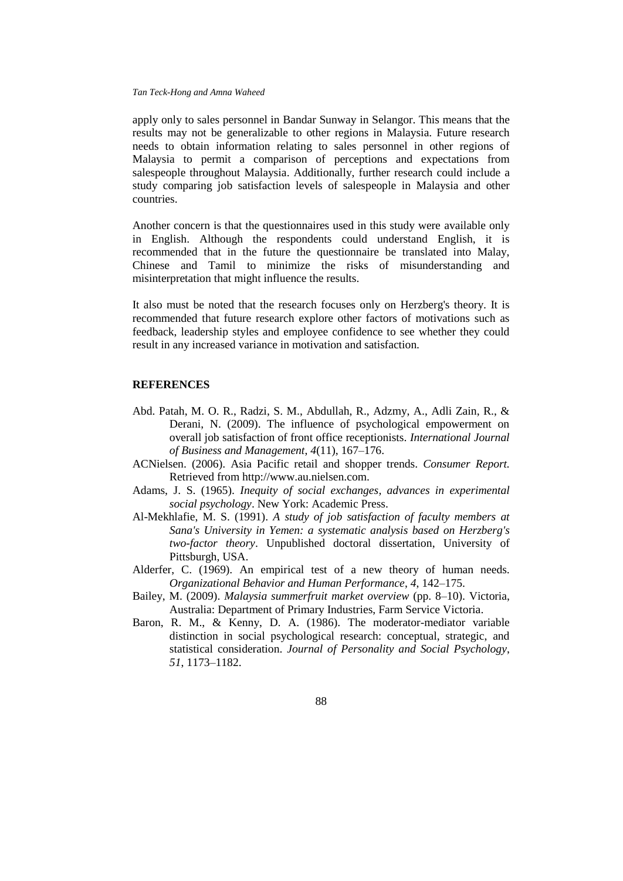apply only to sales personnel in Bandar Sunway in Selangor. This means that the results may not be generalizable to other regions in Malaysia. Future research needs to obtain information relating to sales personnel in other regions of Malaysia to permit a comparison of perceptions and expectations from salespeople throughout Malaysia. Additionally, further research could include a study comparing job satisfaction levels of salespeople in Malaysia and other countries.

Another concern is that the questionnaires used in this study were available only in English. Although the respondents could understand English, it is recommended that in the future the questionnaire be translated into Malay, Chinese and Tamil to minimize the risks of misunderstanding and misinterpretation that might influence the results.

It also must be noted that the research focuses only on Herzberg's theory. It is recommended that future research explore other factors of motivations such as feedback, leadership styles and employee confidence to see whether they could result in any increased variance in motivation and satisfaction.

## REFERENCES

Abd. Patah, M. O. R., Radzi, S. M., Abdullah, R., Adzmy, A., Adli Zain, R., & Derani, N. (2009). The influence of psychological empowerment on overall job satisfaction of front office receptionists. *International Journal of Business and Management*, *4*(11), 167–176.

ACNielsen. (2006). Asia Pacific retail and shopper trends. *Consumer Report.* Retrieved from http://www.au.nielsen.com.

Adams, J. S. (1965). *Inequity of social exchanges, advances in experimental social psychology*. New York: Academic Press.

Al-Mekhlafie, M. S. (1991). *A study of job satisfaction of faculty members at Sana's University in Yemen: a systematic analysis based on Herzberg's two-factor theory*. Unpublished doctoral dissertation, University of Pittsburgh, USA.

Alderfer, C. (1969). An empirical test of a new theory of human needs. *Organizational Behavior and Human Performance*, *4*, 142–175.

Bailey, M. (2009). *Malaysia summerfruit market overview* (pp. 8–10). Victoria, Australia: Department of Primary Industries, Farm Service Victoria.

Baron, R. M., & Kenny, D. A. (1986). The moderator-mediator variable distinction in social psychological research: conceptual, strategic, and statistical consideration. *Journal of Personality and Social Psychology*, *51*, 1173–1182.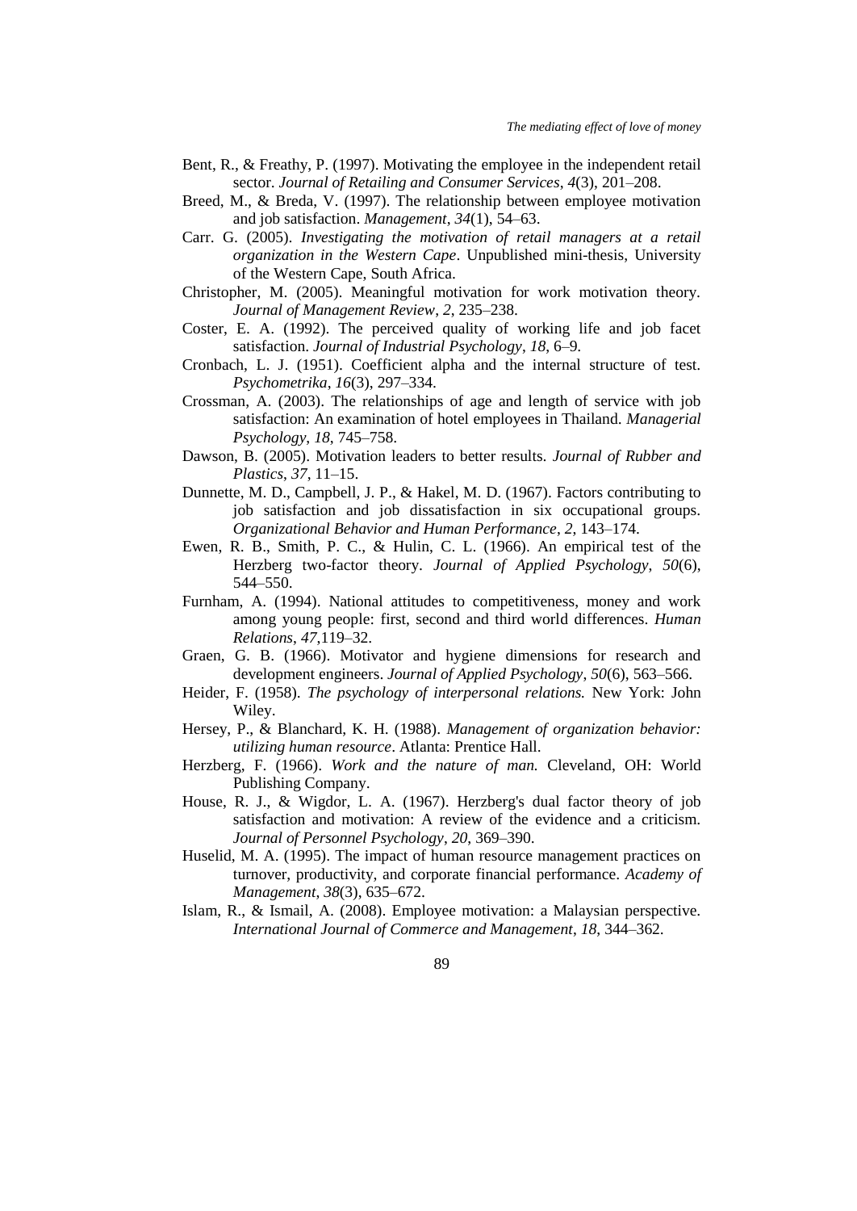Bent, R., & Freathy, P. (1997). Motivating the employee in the independent retail sector. *Journal of Retailing and Consumer Services*, *4*(3), 201–208.

Breed, M., & Breda, V. (1997). The relationship between employee motivation and job satisfaction. *Management*, *34*(1), 54–63.

Carr. G. (2005). *Investigating the motivation of retail managers at a retail organization in the Western Cape*. Unpublished mini-thesis, University of the Western Cape, South Africa.

Christopher, M. (2005). Meaningful motivation for work motivation theory. *Journal of Management Review*, *2*, 235–238.

Coster, E. A. (1992). The perceived quality of working life and job facet satisfaction. *Journal of Industrial Psychology*, *18*, 6–9.

Cronbach, L. J. (1951). Coefficient alpha and the internal structure of test. *Psychometrika*, *16*(3), 297–334.

Crossman, A. (2003). The relationships of age and length of service with job satisfaction: An examination of hotel employees in Thailand. *Managerial Psychology*, *18*, 745–758.

Dawson, B. (2005). Motivation leaders to better results. *Journal of Rubber and Plastics*, *37*, 11–15.

Dunnette, M. D., Campbell, J. P., & Hakel, M. D. (1967). Factors contributing to job satisfaction and job dissatisfaction in six occupational groups. *Organizational Behavior and Human Performance*, *2*, 143–174.

Ewen, R. B., Smith, P. C., & Hulin, C. L. (1966). An empirical test of the Herzberg two-factor theory. *Journal of Applied Psychology*, *50*(6), 544–550.

Furnham, A. (1994). National attitudes to competitiveness, money and work among young people: first, second and third world differences. *Human Relations*, *47*,119–32.

Graen, G. B. (1966). Motivator and hygiene dimensions for research and development engineers. *Journal of Applied Psychology*, *50*(6), 563–566.

Heider, F. (1958). *The psychology of interpersonal relations.* New York: John Wiley.

Hersey, P., & Blanchard, K. H. (1988). *Management of organization behavior: utilizing human resource*. Atlanta: Prentice Hall.

Herzberg, F. (1966). *Work and the nature of man.* Cleveland, OH: World Publishing Company.

House, R. J., & Wigdor, L. A. (1967). Herzberg's dual factor theory of job satisfaction and motivation: A review of the evidence and a criticism. *Journal of Personnel Psychology*, *20*, 369–390.

Huselid, M. A. (1995). The impact of human resource management practices on turnover, productivity, and corporate financial performance. *Academy of Management*, *38*(3), 635–672.

Islam, R., & Ismail, A. (2008). Employee motivation: a Malaysian perspective. *International Journal of Commerce and Management*, *18*, 344–362.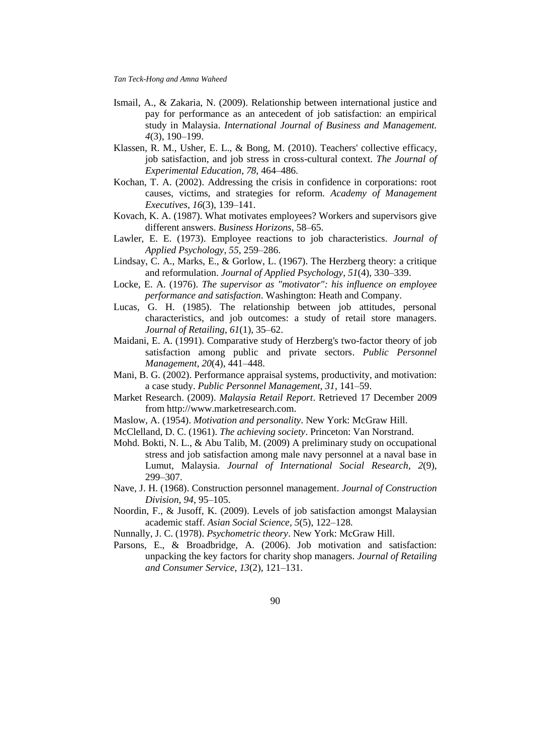Ismail, A., & Zakaria, N. (2009). Relationship between international justice and pay for performance as an antecedent of job satisfaction: an empirical study in Malaysia. *International Journal of Business and Management. 4*(3), 190–199.

Klassen, R. M., Usher, E. L., & Bong, M. (2010). Teachers' collective efficacy, job satisfaction, and job stress in cross-cultural context. *The Journal of Experimental Education*, *78*, 464–486.

Kochan, T. A. (2002). Addressing the crisis in confidence in corporations: root causes, victims, and strategies for reform. *Academy of Management Executives*, *16*(3), 139–141.

Kovach, K. A. (1987). What motivates employees? Workers and supervisors give different answers. *Business Horizons*, 58–65.

Lawler, E. E. (1973). Employee reactions to job characteristics. *Journal of Applied Psychology*, *55*, 259–286.

Lindsay, C. A., Marks, E., & Gorlow, L. (1967). The Herzberg theory: a critique and reformulation. *Journal of Applied Psychology*, *51*(4), 330–339.

Locke, E. A. (1976). *The supervisor as "motivator": his influence on employee performance and satisfaction*. Washington: Heath and Company.

Lucas, G. H. (1985). The relationship between job attitudes, personal characteristics, and job outcomes: a study of retail store managers. *Journal of Retailing*, *61*(1), 35–62.

Maidani, E. A. (1991). Comparative study of Herzberg's two-factor theory of job satisfaction among public and private sectors. *Public Personnel Management*, *20*(4), 441–448.

Mani, B. G. (2002). Performance appraisal systems, productivity, and motivation: a case study. *Public Personnel Management*, *31*, 141–59.

Market Research. (2009). *Malaysia Retail Report*. Retrieved 17 December 2009 from http://www.marketresearch.com.

Maslow, A. (1954). *Motivation and personality*. New York: McGraw Hill.

McClelland, D. C. (1961). *The achieving society*. Princeton: Van Norstrand.

Mohd. Bokti, N. L., & Abu Talib, M. (2009) A preliminary study on occupational stress and job satisfaction among male navy personnel at a naval base in Lumut, Malaysia. *Journal of International Social Research*, *2*(9), 299–307.

Nave, J. H. (1968). Construction personnel management. *Journal of Construction Division*, *94*, 95–105.

Noordin, F., & Jusoff, K. (2009). Levels of job satisfaction amongst Malaysian academic staff. *Asian Social Science*, *5*(5), 122–128.

Nunnally, J. C. (1978). *Psychometric theory*. New York: McGraw Hill.

Parsons, E., & Broadbridge, A. (2006). Job motivation and satisfaction: unpacking the key factors for charity shop managers. *Journal of Retailing and Consumer Service*, *13*(2), 121–131.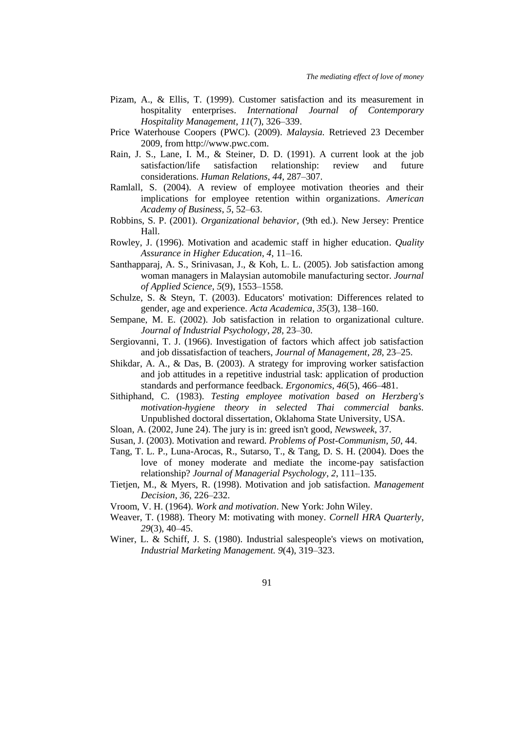Pizam, A., & Ellis, T. (1999). Customer satisfaction and its measurement in hospitality enterprises. *International Journal of Contemporary Hospitality Management*, *11*(7), 326–339.

Price Waterhouse Coopers (PWC). (2009). *Malaysia.* Retrieved 23 December 2009, from http://www.pwc.com.

Rain, J. S., Lane, I. M., & Steiner, D. D. (1991). A current look at the job satisfaction/life satisfaction relationship: review and future considerations. *Human Relations*, *44*, 287–307.

Ramlall, S. (2004). A review of employee motivation theories and their implications for employee retention within organizations. *American Academy of Business*, *5*, 52–63.

Robbins, S. P. (2001). *Organizational behavior,* (9th ed.). New Jersey: Prentice Hall.

Rowley, J. (1996). Motivation and academic staff in higher education. *Quality Assurance in Higher Education*, *4*, 11–16.

Santhapparaj, A. S., Srinivasan, J., & Koh, L. L. (2005). Job satisfaction among woman managers in Malaysian automobile manufacturing sector. *Journal of Applied Science, 5*(9), 1553–1558.

Schulze, S. & Steyn, T. (2003). Educators' motivation: Differences related to gender, age and experience. *Acta Academica, 35*(3), 138–160.

Sempane, M. E. (2002). Job satisfaction in relation to organizational culture. *Journal of Industrial Psychology*, *28*, 23–30.

Sergiovanni, T. J. (1966). Investigation of factors which affect job satisfaction and job dissatisfaction of teachers, *Journal of Management, 28*, 23–25.

Shikdar, A. A., & Das, B. (2003). A strategy for improving worker satisfaction and job attitudes in a repetitive industrial task: application of production standards and performance feedback. *Ergonomics*, *46*(5), 466–481.

Sithiphand, C. (1983). *Testing employee motivation based on Herzberg's motivation-hygiene theory in selected Thai commercial banks*. Unpublished doctoral dissertation, Oklahoma State University, USA.

Sloan, A. (2002, June 24). The jury is in: greed isn't good, *Newsweek*, 37.

Susan, J. (2003). Motivation and reward. *Problems of Post-Communism*, *50*, 44.

Tang, T. L. P., Luna-Arocas, R., Sutarso, T., & Tang, D. S. H. (2004). Does the love of money moderate and mediate the income-pay satisfaction relationship? *Journal of Managerial Psychology*, *2*, 111–135.

Tietjen, M., & Myers, R. (1998). Motivation and job satisfaction. *Management Decision*, *36*, 226–232.

Vroom, V. H. (1964). *Work and motivation*. New York: John Wiley.

Weaver, T. (1988). Theory M: motivating with money. *Cornell HRA Quarterly*, *29*(3), 40–45.

Winer, L. & Schiff, J. S. (1980). Industrial salespeople's views on motivation, *Industrial Marketing Management. 9*(4), 319–323.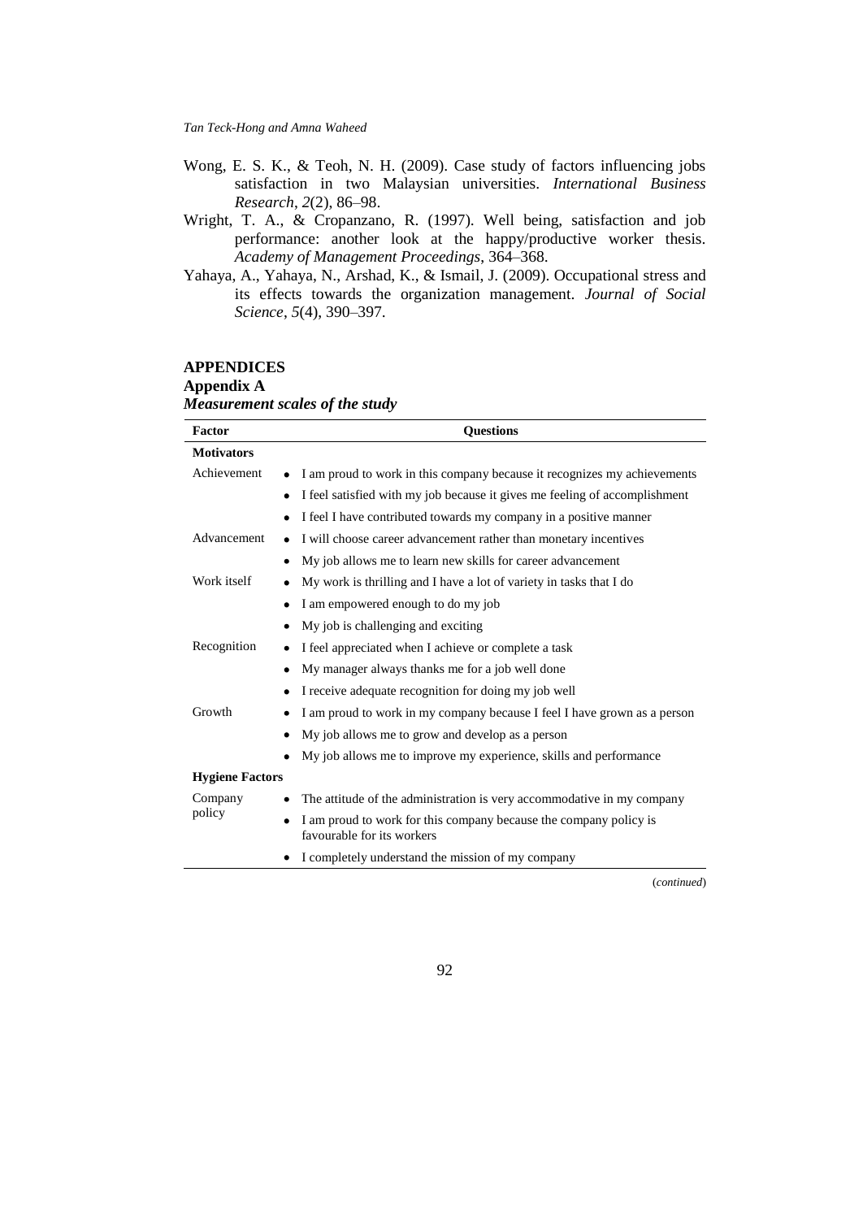Wong, E. S. K., & Teoh, N. H. (2009). Case study of factors influencing jobs satisfaction in two Malaysian universities. *International Business Research*, *2*(2), 86–98.

Wright, T. A., & Cropanzano, R. (1997). Well being, satisfaction and job performance: another look at the happy/productive worker thesis. *Academy of Management Proceedings*, 364–368.

Yahaya, A., Yahaya, N., Arshad, K., & Ismail, J. (2009). Occupational stress and its effects towards the organization management. *Journal of Social Science*, *5*(4), 390–397.

## APPENDICES

### Appendix A

***Measurement scales of the study***

| Factor | Questions |
|---|---|
| **Motivators** | |
| Achievement | • I am proud to work in this company because it recognizes my achievements |
| | • I feel satisfied with my job because it gives me feeling of accomplishment |
| | • I feel I have contributed towards my company in a positive manner |
| Advancement | • I will choose career advancement rather than monetary incentives |
| | • My job allows me to learn new skills for career advancement |
| Work itself | • My work is thrilling and I have a lot of variety in tasks that I do |
| | • I am empowered enough to do my job |
| | • My job is challenging and exciting |
| Recognition | • I feel appreciated when I achieve or complete a task |
| | • My manager always thanks me for a job well done |
| | • I receive adequate recognition for doing my job well |
| Growth | • I am proud to work in my company because I feel I have grown as a person |
| | • My job allows me to grow and develop as a person |
| | • My job allows me to improve my experience, skills and performance |
| **Hygiene Factors** | |
| Company policy | • The attitude of the administration is very accommodative in my company |
| | • I am proud to work for this company because the company policy is favourable for its workers |
| | • I completely understand the mission of my company |

(*continued*)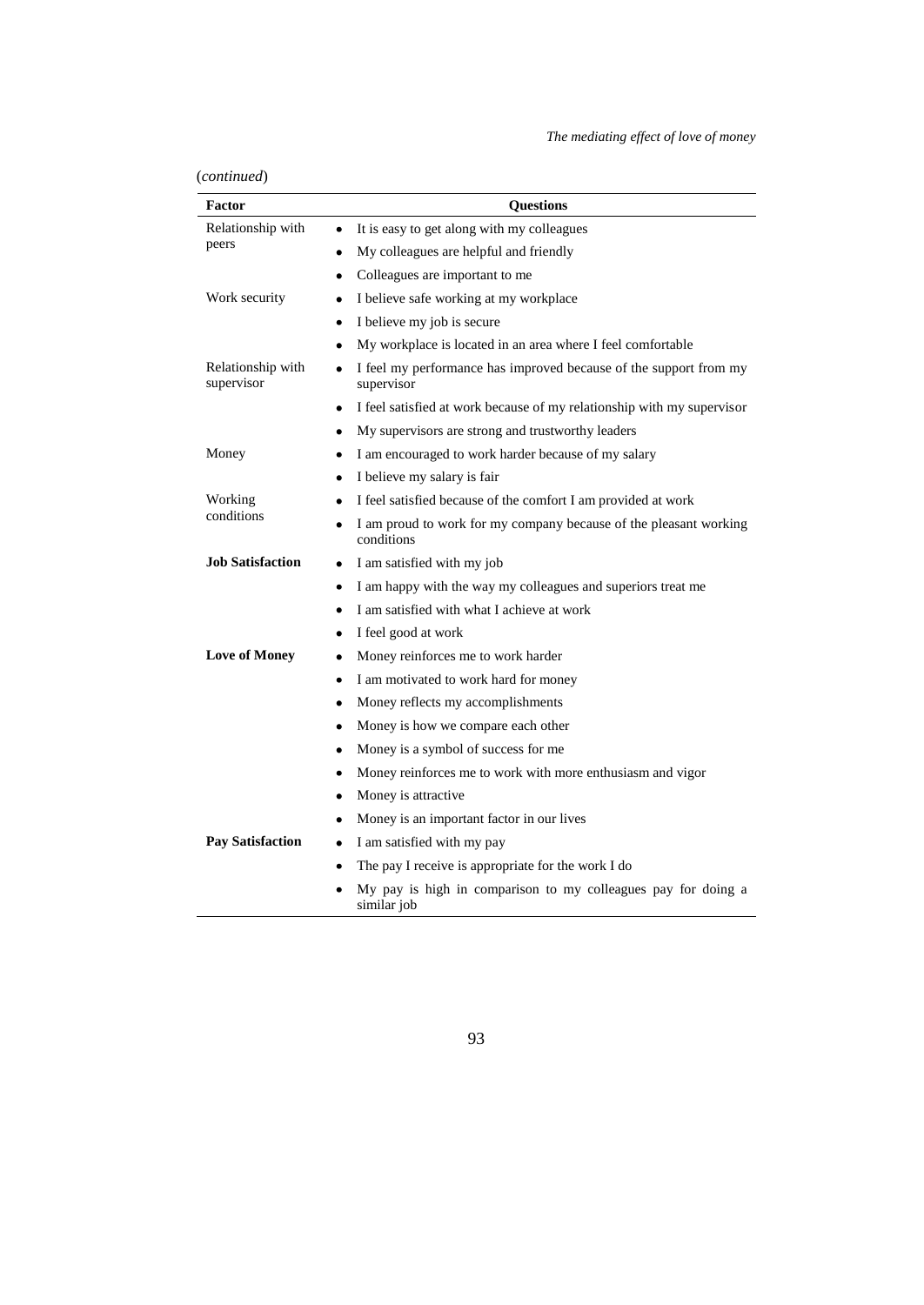(*continued*)

| Factor | Questions |
|---|---|
| Relationship with peers | • It is easy to get along with my colleagues |
| | • My colleagues are helpful and friendly |
| | • Colleagues are important to me |
| Work security | • I believe safe working at my workplace |
| | • I believe my job is secure |
| | • My workplace is located in an area where I feel comfortable |
| Relationship with supervisor | • I feel my performance has improved because of the support from my supervisor |
| | • I feel satisfied at work because of my relationship with my supervisor |
| | • My supervisors are strong and trustworthy leaders |
| Money | • I am encouraged to work harder because of my salary |
| | • I believe my salary is fair |
| Working conditions | • I feel satisfied because of the comfort I am provided at work |
| | • I am proud to work for my company because of the pleasant working conditions |
| **Job Satisfaction** | • I am satisfied with my job |
| | • I am happy with the way my colleagues and superiors treat me |
| | • I am satisfied with what I achieve at work |
| | • I feel good at work |
| **Love of Money** | • Money reinforces me to work harder |
| | • I am motivated to work hard for money |
| | • Money reflects my accomplishments |
| | • Money is how we compare each other |
| | • Money is a symbol of success for me |
| | • Money reinforces me to work with more enthusiasm and vigor |
| | • Money is attractive |
| | • Money is an important factor in our lives |
| **Pay Satisfaction** | • I am satisfied with my pay |
| | • The pay I receive is appropriate for the work I do |
| | • My pay is high in comparison to my colleagues pay for doing a similar job |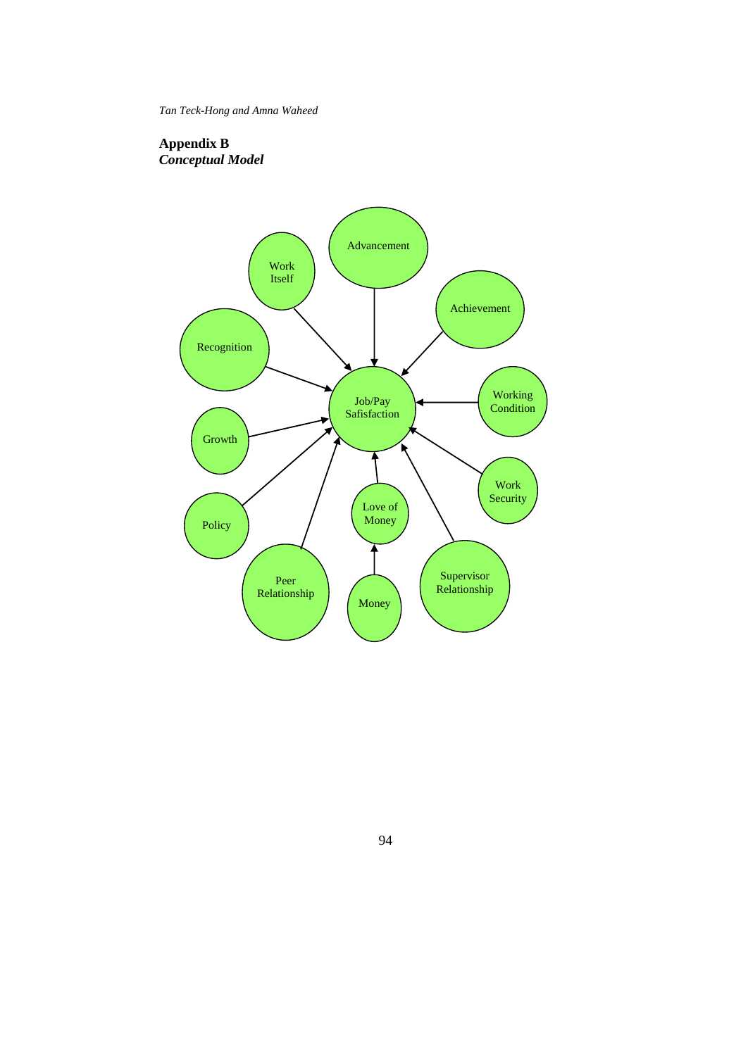## Appendix B

***Conceptual Model***

Advancement

Work Itself

Achievement

Recognition

Job/Pay Satisfaction

Working Condition

Growth

Work Security

Policy

Love of Money

Peer Relationship

Money

Supervisor Relationship